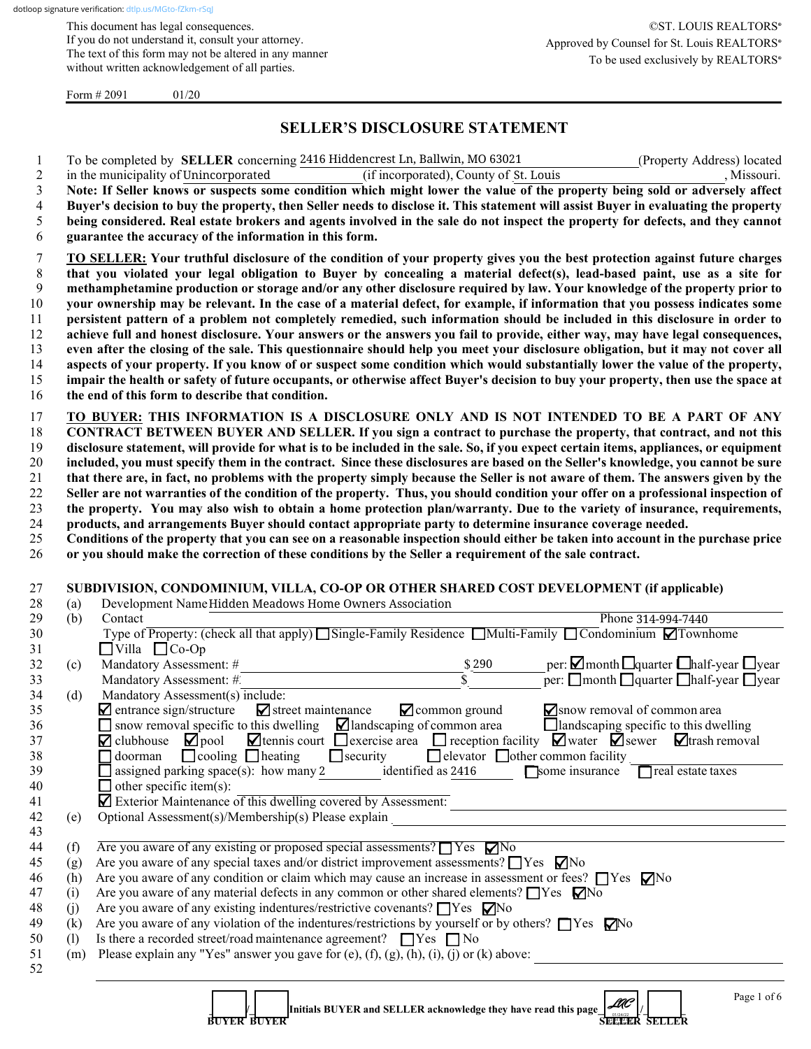dotloop signature verification: dtlp.us/MGto-fZkm-rSqJ

This document has legal consequences.
If you do not understand it, consult your attorney.
The text of this form may not be altered in any manner without written acknowledgement of all parties.

©ST. LOUIS REALTORS®
Approved by Counsel for St. Louis REALTORS®
To be used exclusively by REALTORS®

Form # 2091 01/20

# SELLER'S DISCLOSURE STATEMENT

1 To be completed by **SELLER** concerning 2416 Hiddencrest Ln, Ballwin, MO 63021 (Property Address) located
2 in the municipality of Unincorporated (if incorporated), County of St. Louis , Missouri.
3 **Note: If Seller knows or suspects some condition which might lower the value of the property being sold or adversely affect**
4 **Buyer's decision to buy the property, then Seller needs to disclose it. This statement will assist Buyer in evaluating the property**
5 **being considered. Real estate brokers and agents involved in the sale do not inspect the property for defects, and they cannot**
6 **guarantee the accuracy of the information in this form.**

7 **TO SELLER: Your truthful disclosure of the condition of your property gives you the best protection against future charges**
8 **that you violated your legal obligation to Buyer by concealing a material defect(s), lead-based paint, use as a site for**
9 **methamphetamine production or storage and/or any other disclosure required by law. Your knowledge of the property prior to**
10 **your ownership may be relevant. In the case of a material defect, for example, if information that you possess indicates some**
11 **persistent pattern of a problem not completely remedied, such information should be included in this disclosure in order to**
12 **achieve full and honest disclosure. Your answers or the answers you fail to provide, either way, may have legal consequences,**
13 **even after the closing of the sale. This questionnaire should help you meet your disclosure obligation, but it may not cover all**
14 **aspects of your property. If you know of or suspect some condition which would substantially lower the value of the property,**
15 **impair the health or safety of future occupants, or otherwise affect Buyer's decision to buy your property, then use the space at**
16 **the end of this form to describe that condition.**

17 **TO BUYER: THIS INFORMATION IS A DISCLOSURE ONLY AND IS NOT INTENDED TO BE A PART OF ANY**
18 **CONTRACT BETWEEN BUYER AND SELLER. If you sign a contract to purchase the property, that contract, and not this**
19 **disclosure statement, will provide for what is to be included in the sale. So, if you expect certain items, appliances, or equipment**
20 **included, you must specify them in the contract. Since these disclosures are based on the Seller's knowledge, you cannot be sure**
21 **that there are, in fact, no problems with the property simply because the Seller is not aware of them. The answers given by the**
22 **Seller are not warranties of the condition of the property. Thus, you should condition your offer on a professional inspection of**
23 **the property. You may also wish to obtain a home protection plan/warranty. Due to the variety of insurance, requirements,**
24 **products, and arrangements Buyer should contact appropriate party to determine insurance coverage needed.**
25 **Conditions of the property that you can see on a reasonable inspection should either be taken into account in the purchase price**
26 **or you should make the correction of these conditions by the Seller a requirement of the sale contract.**

27 **SUBDIVISION, CONDOMINIUM, VILLA, CO-OP OR OTHER SHARED COST DEVELOPMENT (if applicable)**

28 (a) Development Name Hidden Meadows Home Owners Association
29 (b) Contact ______ Phone 314-994-7440
30 Type of Property: (check all that apply) ☐ Single-Family Residence ☐ Multi-Family ☐ Condominium ☑ Townhome
31 ☐ Villa ☐ Co-Op
32 (c) Mandatory Assessment: # ______ $ 290 per: ☑ month ☐ quarter ☐ half-year ☐ year
33 Mandatory Assessment: # ______ $ ______ per: ☐ month ☐ quarter ☐ half-year ☐ year
34 (d) Mandatory Assessment(s) include:
35 ☑ entrance sign/structure ☑ street maintenance ☑ common ground ☑ snow removal of common area
36 ☐ snow removal specific to this dwelling ☑ landscaping of common area ☐ landscaping specific to this dwelling
37 ☑ clubhouse ☑ pool ☑ tennis court ☐ exercise area ☐ reception facility ☑ water ☑ sewer ☑ trash removal
38 ☐ doorman ☐ cooling ☐ heating ☐ security ☐ elevator ☐ other common facility ______
39 ☐ assigned parking space(s): how many 2 identified as 2416 ☐ some insurance ☐ real estate taxes
40 ☐ other specific item(s): ______
41 ☑ Exterior Maintenance of this dwelling covered by Assessment: ______
42 (e) Optional Assessment(s)/Membership(s) Please explain ______
43 ______
44 (f) Are you aware of any existing or proposed special assessments? ☐ Yes ☑ No
45 (g) Are you aware of any special taxes and/or district improvement assessments? ☐ Yes ☑ No
46 (h) Are you aware of any condition or claim which may cause an increase in assessment or fees? ☐ Yes ☑ No
47 (i) Are you aware of any material defects in any common or other shared elements? ☐ Yes ☑ No
48 (j) Are you aware of any existing indentures/restrictive covenants? ☐ Yes ☑ No
49 (k) Are you aware of any violation of the indentures/restrictions by yourself or by others? ☐ Yes ☑ No
50 (l) Is there a recorded street/road maintenance agreement? ☐ Yes ☐ No
51 (m) Please explain any "Yes" answer you gave for (e), (f), (g), (h), (i), (j) or (k) above: ______
52 ______

____/____ Initials BUYER and SELLER acknowledge they have read this page LAC/____
BUYER BUYER SELLER SELLER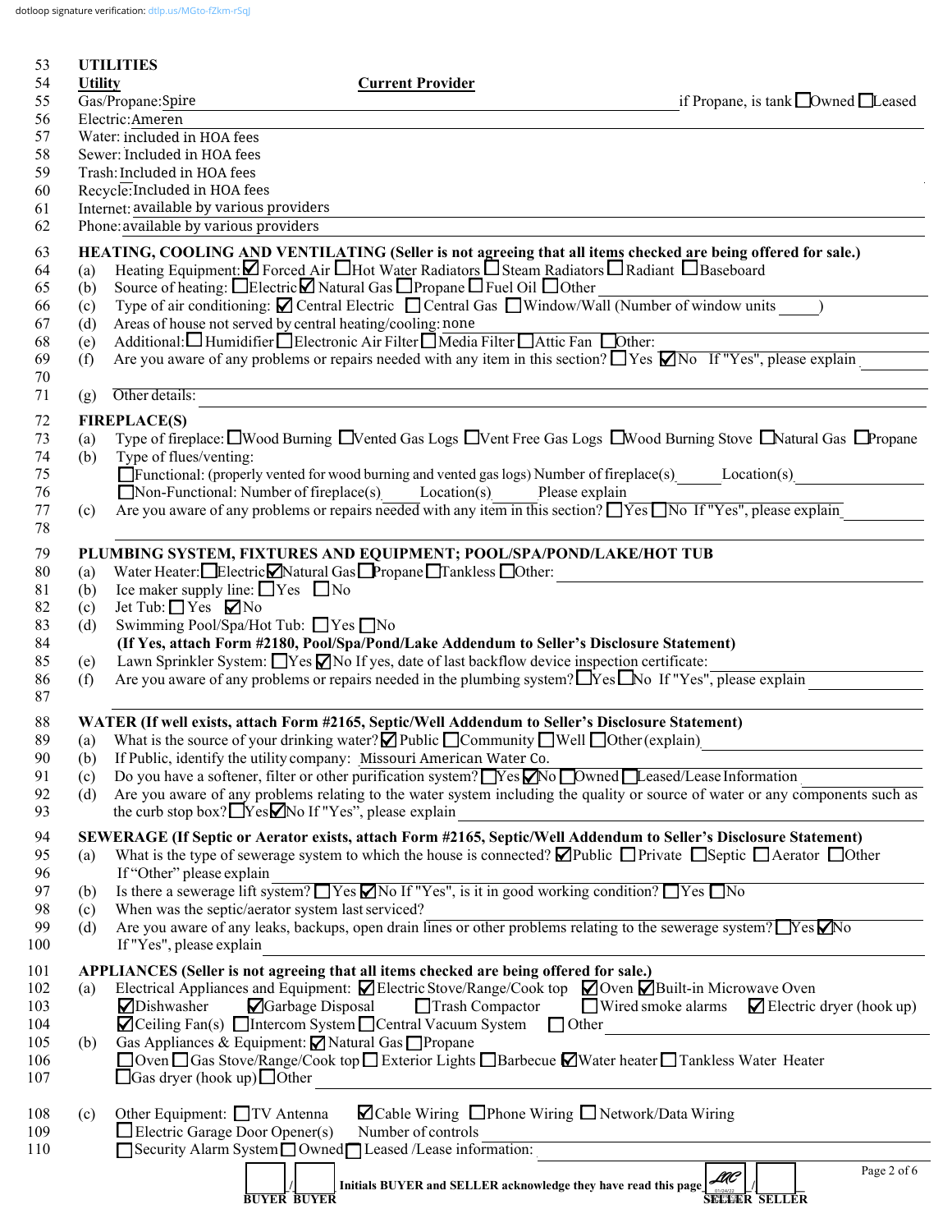dotloop signature verification: dtlp.us/MGto-fZkm-rSqJ

53 **UTILITIES**

54 **Utility** **Current Provider**

55 Gas/Propane: Spire if Propane, is tank ☐ Owned ☐ Leased

56 Electric: Ameren

57 Water: included in HOA fees

58 Sewer: Included in HOA fees

59 Trash: Included in HOA fees

60 Recycle: Included in HOA fees

61 Internet: available by various providers

62 Phone: available by various providers

63 **HEATING, COOLING AND VENTILATING (Seller is not agreeing that all items checked are being offered for sale.)**

64 (a) Heating Equipment: ☑ Forced Air ☐ Hot Water Radiators ☐ Steam Radiators ☐ Radiant ☐ Baseboard

65 (b) Source of heating: ☐ Electric ☑ Natural Gas ☐ Propane ☐ Fuel Oil ☐ Other

66 (c) Type of air conditioning: ☑ Central Electric ☐ Central Gas ☐ Window/Wall (Number of window units \_\_\_\_\_)

67 (d) Areas of house not served by central heating/cooling: none

68 (e) Additional: ☐ Humidifier ☐ Electronic Air Filter ☐ Media Filter ☐ Attic Fan ☐ Other:

69 (f) Are you aware of any problems or repairs needed with any item in this section? ☐ Yes ☑ No If "Yes", please explain

70

71 (g) Other details:

72 **FIREPLACE(S)**

73 (a) Type of fireplace: ☐ Wood Burning ☐ Vented Gas Logs ☐ Vent Free Gas Logs ☐ Wood Burning Stove ☐ Natural Gas ☐ Propane

74 (b) Type of flues/venting:

75 ☐ Functional: (properly vented for wood burning and vented gas logs) Number of fireplace(s) \_\_\_\_\_ Location(s) \_\_\_\_\_

76 ☐ Non-Functional: Number of fireplace(s) \_\_\_\_\_ Location(s) \_\_\_\_\_ Please explain

77 (c) Are you aware of any problems or repairs needed with any item in this section? ☐ Yes ☐ No If "Yes", please explain

78

79 **PLUMBING SYSTEM, FIXTURES AND EQUIPMENT; POOL/SPA/POND/LAKE/HOT TUB**

80 (a) Water Heater: ☐ Electric ☑ Natural Gas ☐ Propane ☐ Tankless ☐ Other:

81 (b) Ice maker supply line: ☐ Yes ☐ No

82 (c) Jet Tub: ☐ Yes ☑ No

83 (d) Swimming Pool/Spa/Hot Tub: ☐ Yes ☐ No

84 **(If Yes, attach Form #2180, Pool/Spa/Pond/Lake Addendum to Seller's Disclosure Statement)**

85 (e) Lawn Sprinkler System: ☐ Yes ☑ No If yes, date of last backflow device inspection certificate:

86 (f) Are you aware of any problems or repairs needed in the plumbing system? ☐ Yes ☐ No If "Yes", please explain

87

88 **WATER (If well exists, attach Form #2165, Septic/Well Addendum to Seller's Disclosure Statement)**

89 (a) What is the source of your drinking water? ☑ Public ☐ Community ☐ Well ☐ Other (explain)

90 (b) If Public, identify the utility company: Missouri American Water Co.

91 (c) Do you have a softener, filter or other purification system? ☐ Yes ☑ No ☐ Owned ☐ Leased/Lease Information

92 (d) Are you aware of any problems relating to the water system including the quality or source of water or any components such as

93 the curb stop box? ☐ Yes ☑ No If "Yes", please explain

94 **SEWERAGE (If Septic or Aerator exists, attach Form #2165, Septic/Well Addendum to Seller's Disclosure Statement)**

95 (a) What is the type of sewerage system to which the house is connected? ☑ Public ☐ Private ☐ Septic ☐ Aerator ☐ Other

96 If "Other" please explain

97 (b) Is there a sewerage lift system? ☐ Yes ☑ No If "Yes", is it in good working condition? ☐ Yes ☐ No

98 (c) When was the septic/aerator system last serviced?

99 (d) Are you aware of any leaks, backups, open drain lines or other problems relating to the sewerage system? ☐ Yes ☑ No

100 If "Yes", please explain

101 **APPLIANCES (Seller is not agreeing that all items checked are being offered for sale.)**

102 (a) Electrical Appliances and Equipment: ☑ Electric Stove/Range/Cook top ☑ Oven ☑ Built-in Microwave Oven

103 ☑ Dishwasher ☑ Garbage Disposal ☐ Trash Compactor ☐ Wired smoke alarms ☑ Electric dryer (hook up)

104 ☑ Ceiling Fan(s) ☐ Intercom System ☐ Central Vacuum System ☐ Other

105 (b) Gas Appliances & Equipment: ☑ Natural Gas ☐ Propane

106 ☐ Oven ☐ Gas Stove/Range/Cook top ☐ Exterior Lights ☐ Barbecue ☑ Water heater ☐ Tankless Water Heater

107 ☐ Gas dryer (hook up) ☐ Other

108 (c) Other Equipment: ☐ TV Antenna ☑ Cable Wiring ☐ Phone Wiring ☐ Network/Data Wiring

109 ☐ Electric Garage Door Opener(s) Number of controls

110 ☐ Security Alarm System ☐ Owned ☐ Leased /Lease information:

\_\_\_\_ / \_\_\_\_ **Initials BUYER and SELLER acknowledge they have read this page** LAC 01/24/22 / \_\_\_\_

**BUYER BUYER** **SELLER SELLER**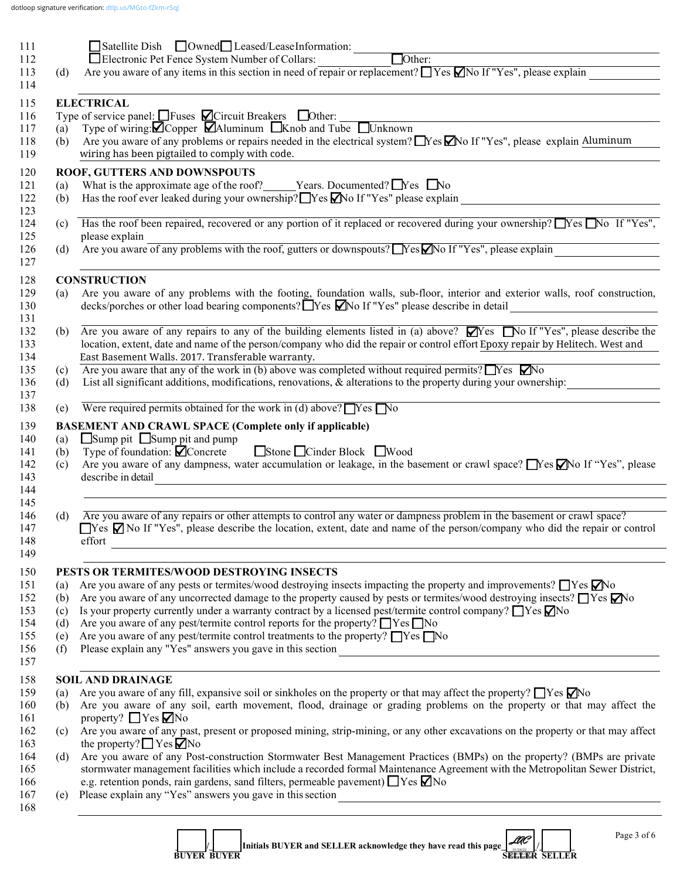dotloop signature verification: dtlp.us/MGto-fZkm-rSqJ

111 ☐ Satellite Dish ☐ Owned ☐ Leased/Lease Information: ______

112 ☐ Electronic Pet Fence System Number of Collars: ______ ☐ Other: ______

113 (d) Are you aware of any items in this section in need of repair or replacement? ☐ Yes ☑ No If "Yes", please explain ______

114 ______

## ELECTRICAL

116 Type of service panel: ☐ Fuses ☑ Circuit Breakers ☐ Other: ______

117 (a) Type of wiring: ☑ Copper ☑ Aluminum ☐ Knob and Tube ☐ Unknown

118 (b) Are you aware of any problems or repairs needed in the electrical system? ☐ Yes ☑ No If "Yes", please explain Aluminum

119 wiring has been pigtailed to comply with code.

## ROOF, GUTTERS AND DOWNSPOUTS

121 (a) What is the approximate age of the roof? ______ Years. Documented? ☐ Yes ☐ No

122 (b) Has the roof ever leaked during your ownership? ☐ Yes ☑ No If "Yes" please explain ______

123 ______

124 (c) Has the roof been repaired, recovered or any portion of it replaced or recovered during your ownership? ☐ Yes ☐ No If "Yes",

125 please explain ______

126 (d) Are you aware of any problems with the roof, gutters or downspouts? ☐ Yes ☑ No If "Yes", please explain ______

127 ______

## CONSTRUCTION

129 (a) Are you aware of any problems with the footing, foundation walls, sub-floor, interior and exterior walls, roof construction,

130 decks/porches or other load bearing components? ☐ Yes ☑ No If "Yes" please describe in detail ______

131 ______

132 (b) Are you aware of any repairs to any of the building elements listed in (a) above? ☑ Yes ☐ No If "Yes", please describe the

133 location, extent, date and name of the person/company who did the repair or control effort Epoxy repair by Helitech. West and

134 East Basement Walls. 2017. Transferable warranty.

135 (c) Are you aware that any of the work in (b) above was completed without required permits? ☐ Yes ☑ No

136 (d) List all significant additions, modifications, renovations, & alterations to the property during your ownership: ______

137 ______

138 (e) Were required permits obtained for the work in (d) above? ☐ Yes ☐ No

## BASEMENT AND CRAWL SPACE (Complete only if applicable)

140 (a) ☐ Sump pit ☐ Sump pit and pump

141 (b) Type of foundation: ☑ Concrete ☐ Stone ☐ Cinder Block ☐ Wood

142 (c) Are you aware of any dampness, water accumulation or leakage, in the basement or crawl space? ☐ Yes ☑ No If "Yes", please

143 describe in detail ______

144 ______

145 ______

146 (d) Are you aware of any repairs or other attempts to control any water or dampness problem in the basement or crawl space?

147 ☐ Yes ☑ No If "Yes", please describe the location, extent, date and name of the person/company who did the repair or control

148 effort ______

149 ______

## PESTS OR TERMITES/WOOD DESTROYING INSECTS

151 (a) Are you aware of any pests or termites/wood destroying insects impacting the property and improvements? ☐ Yes ☑ No

152 (b) Are you aware of any uncorrected damage to the property caused by pests or termites/wood destroying insects? ☐ Yes ☑ No

153 (c) Is your property currently under a warranty contract by a licensed pest/termite control company? ☐ Yes ☑ No

154 (d) Are you aware of any pest/termite control reports for the property? ☐ Yes ☐ No

155 (e) Are you aware of any pest/termite control treatments to the property? ☐ Yes ☐ No

156 (f) Please explain any "Yes" answers you gave in this section ______

157 ______

## SOIL AND DRAINAGE

159 (a) Are you aware of any fill, expansive soil or sinkholes on the property or that may affect the property? ☐ Yes ☑ No

160 (b) Are you aware of any soil, earth movement, flood, drainage or grading problems on the property or that may affect the

161 property? ☐ Yes ☑ No

162 (c) Are you aware of any past, present or proposed mining, strip-mining, or any other excavations on the property or that may affect

163 the property? ☐ Yes ☑ No

164 (d) Are you aware of any Post-construction Stormwater Best Management Practices (BMPs) on the property? (BMPs are private

165 stormwater management facilities which include a recorded formal Maintenance Agreement with the Metropolitan Sewer District,

166 e.g. retention ponds, rain gardens, sand filters, permeable pavement) ☐ Yes ☑ No

167 (e) Please explain any "Yes" answers you gave in this section ______

168 ______

______ / ______ Initials BUYER and SELLER acknowledge they have read this page LRC (01/24/22) / ______

BUYER BUYER SELLER SELLER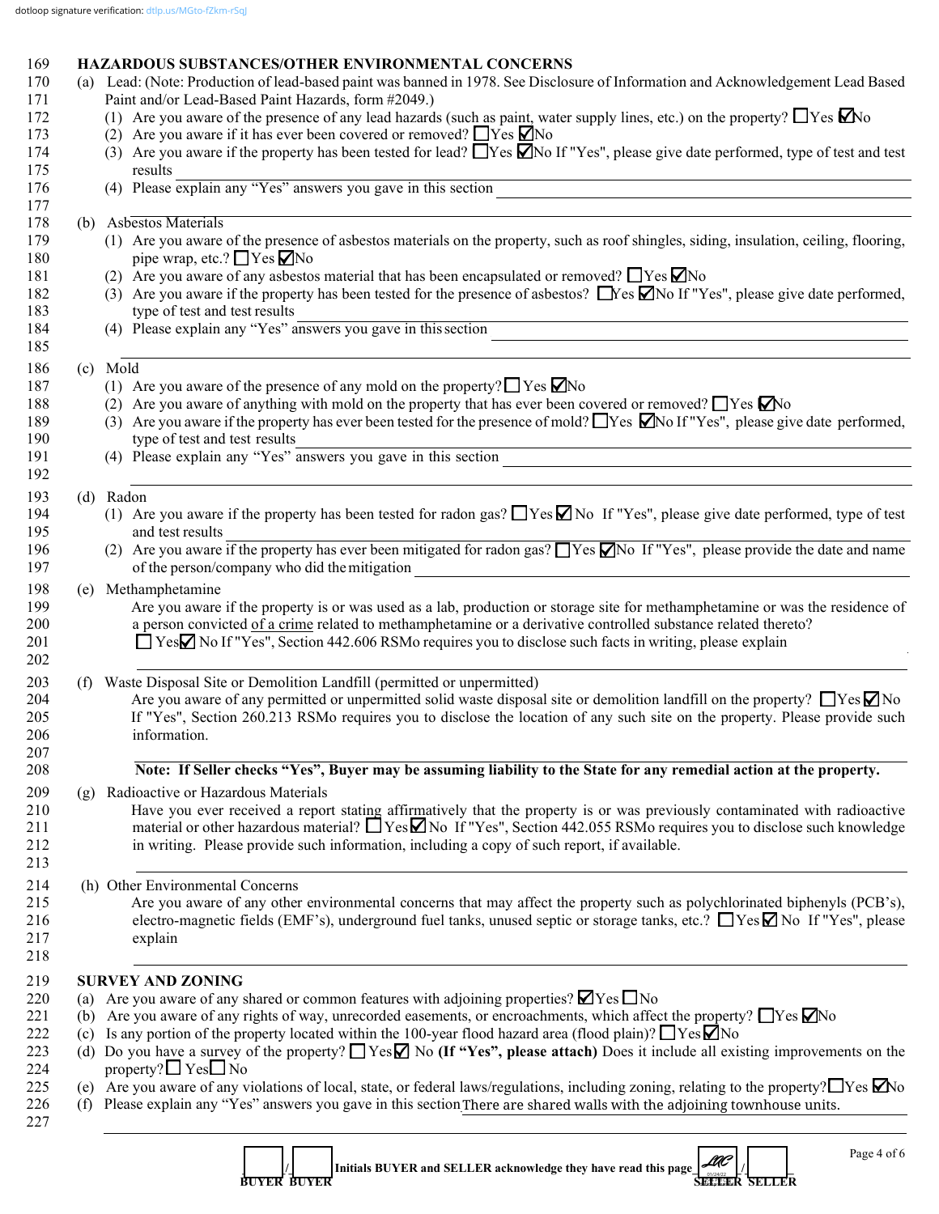dotloop signature verification: dtlp.us/MGto-fZkm-rSqJ

## HAZARDOUS SUBSTANCES/OTHER ENVIRONMENTAL CONCERNS

(a) Lead: (Note: Production of lead-based paint was banned in 1978. See Disclosure of Information and Acknowledgement Lead Based Paint and/or Lead-Based Paint Hazards, form #2049.)

(1) Are you aware of the presence of any lead hazards (such as paint, water supply lines, etc.) on the property? ☐ Yes ☑ No

(2) Are you aware if it has ever been covered or removed? ☐ Yes ☑ No

(3) Are you aware if the property has been tested for lead? ☐ Yes ☑ No If "Yes", please give date performed, type of test and test results ______

(4) Please explain any "Yes" answers you gave in this section ______

(b) Asbestos Materials

(1) Are you aware of the presence of asbestos materials on the property, such as roof shingles, siding, insulation, ceiling, flooring, pipe wrap, etc.? ☐ Yes ☑ No

(2) Are you aware of any asbestos material that has been encapsulated or removed? ☐ Yes ☑ No

(3) Are you aware if the property has been tested for the presence of asbestos? ☐ Yes ☑ No If "Yes", please give date performed, type of test and test results ______

(4) Please explain any "Yes" answers you gave in this section ______

(c) Mold

(1) Are you aware of the presence of any mold on the property? ☐ Yes ☑ No

(2) Are you aware of anything with mold on the property that has ever been covered or removed? ☐ Yes ☑ No

(3) Are you aware if the property has ever been tested for the presence of mold? ☐ Yes ☑ No If "Yes", please give date performed, type of test and test results ______

(4) Please explain any "Yes" answers you gave in this section ______

(d) Radon

(1) Are you aware if the property has been tested for radon gas? ☐ Yes ☑ No If "Yes", please give date performed, type of test and test results ______

(2) Are you aware if the property has ever been mitigated for radon gas? ☐ Yes ☑ No If "Yes", please provide the date and name of the person/company who did the mitigation ______

(e) Methamphetamine

Are you aware if the property is or was used as a lab, production or storage site for methamphetamine or was the residence of a person convicted of a crime related to methamphetamine or a derivative controlled substance related thereto? ☐ Yes ☑ No If "Yes", Section 442.606 RSMo requires you to disclose such facts in writing, please explain ______

(f) Waste Disposal Site or Demolition Landfill (permitted or unpermitted)

Are you aware of any permitted or unpermitted solid waste disposal site or demolition landfill on the property? ☐ Yes ☑ No If "Yes", Section 260.213 RSMo requires you to disclose the location of any such site on the property. Please provide such information. ______

**Note: If Seller checks "Yes", Buyer may be assuming liability to the State for any remedial action at the property.**

(g) Radioactive or Hazardous Materials

Have you ever received a report stating affirmatively that the property is or was previously contaminated with radioactive material or other hazardous material? ☐ Yes ☑ No If "Yes", Section 442.055 RSMo requires you to disclose such knowledge in writing. Please provide such information, including a copy of such report, if available. ______

(h) Other Environmental Concerns

Are you aware of any other environmental concerns that may affect the property such as polychlorinated biphenyls (PCB's), electro-magnetic fields (EMF's), underground fuel tanks, unused septic or storage tanks, etc.? ☐ Yes ☑ No If "Yes", please explain ______

## SURVEY AND ZONING

(a) Are you aware of any shared or common features with adjoining properties? ☑ Yes ☐ No

(b) Are you aware of any rights of way, unrecorded easements, or encroachments, which affect the property? ☐ Yes ☑ No

(c) Is any portion of the property located within the 100-year flood hazard area (flood plain)? ☐ Yes ☑ No

(d) Do you have a survey of the property? ☐ Yes ☑ No **(If "Yes", please attach)** Does it include all existing improvements on the property? ☐ Yes ☐ No

(e) Are you aware of any violations of local, state, or federal laws/regulations, including zoning, relating to the property? ☐ Yes ☑ No

(f) Please explain any "Yes" answers you gave in this section There are shared walls with the adjoining townhouse units.

______ / ______ **Initials BUYER and SELLER acknowledge they have read this page** ______ / ______

BUYER BUYER SELLER SELLER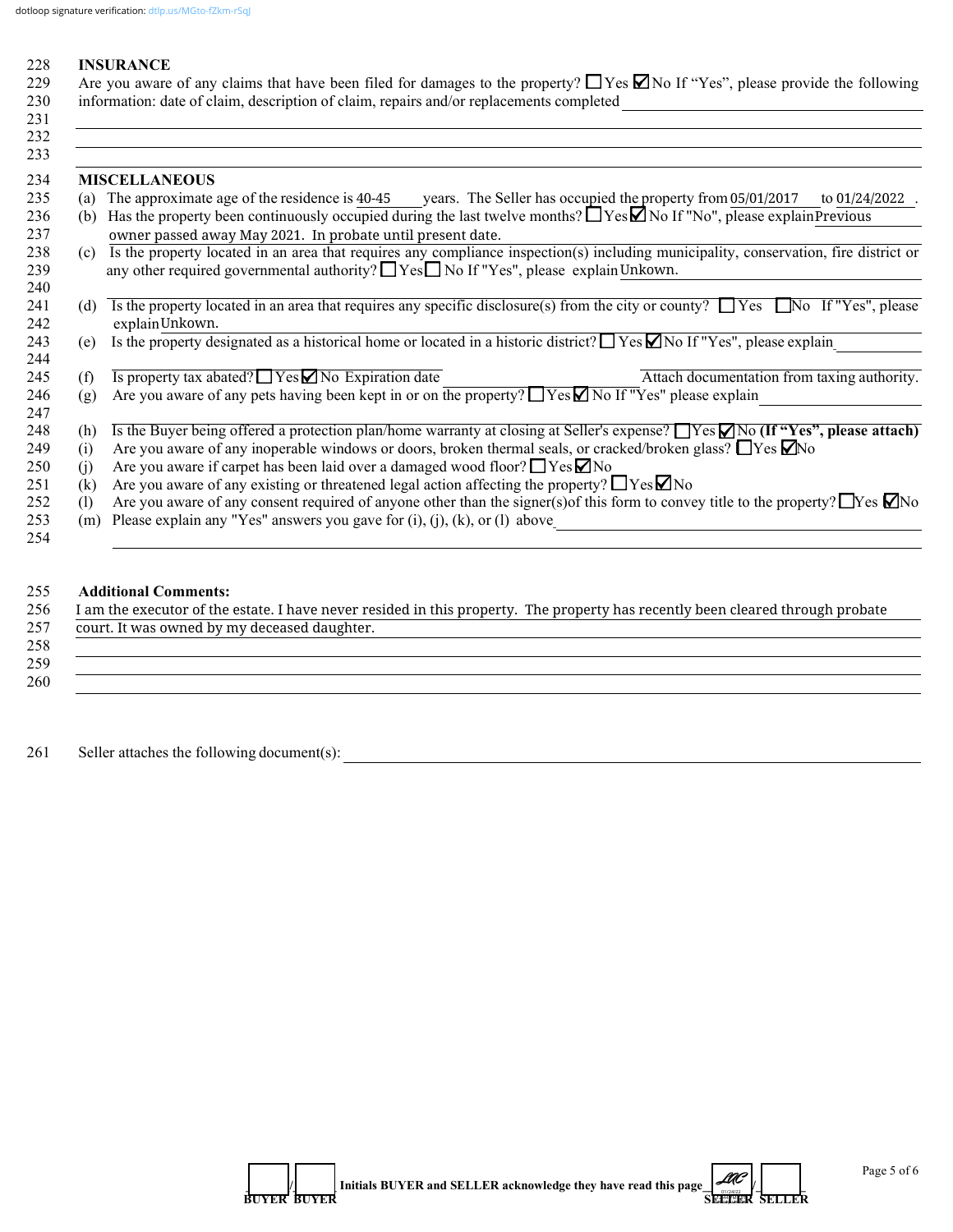dotloop signature verification: dtlp.us/MGto-fZkm-rSqJ

228 **INSURANCE**

229 Are you aware of any claims that have been filed for damages to the property? ☐ Yes ☑ No If "Yes", please provide the following
230 information: date of claim, description of claim, repairs and/or replacements completed ______
231
232
233

234 **MISCELLANEOUS**

235 (a) The approximate age of the residence is 40-45 years. The Seller has occupied the property from 05/01/2017 to 01/24/2022 .
236 (b) Has the property been continuously occupied during the last twelve months? ☐ Yes ☑ No If "No", please explain Previous
237 owner passed away May 2021. In probate until present date.
238 (c) Is the property located in an area that requires any compliance inspection(s) including municipality, conservation, fire district or
239 any other required governmental authority? ☐ Yes ☐ No If "Yes", please explain Unkown.
240
241 (d) Is the property located in an area that requires any specific disclosure(s) from the city or county? ☐ Yes ☐ No If "Yes", please
242 explain Unkown.
243 (e) Is the property designated as a historical home or located in a historic district? ☐ Yes ☑ No If "Yes", please explain ______
244
245 (f) Is property tax abated? ☐ Yes ☑ No Expiration date ______ Attach documentation from taxing authority.
246 (g) Are you aware of any pets having been kept in or on the property? ☐ Yes ☑ No If "Yes" please explain ______
247
248 (h) Is the Buyer being offered a protection plan/home warranty at closing at Seller's expense? ☐ Yes ☑ No **(If "Yes", please attach)**
249 (i) Are you aware of any inoperable windows or doors, broken thermal seals, or cracked/broken glass? ☐ Yes ☑ No
250 (j) Are you aware if carpet has been laid over a damaged wood floor? ☐ Yes ☑ No
251 (k) Are you aware of any existing or threatened legal action affecting the property? ☐ Yes ☑ No
252 (l) Are you aware of any consent required of anyone other than the signer(s)of this form to convey title to the property? ☐ Yes ☑ No
253 (m) Please explain any "Yes" answers you gave for (i), (j), (k), or (l) above ______
254

255 **Additional Comments:**

256 I am the executor of the estate. I have never resided in this property. The property has recently been cleared through probate
257 court. It was owned by my deceased daughter.
258
259
260

261 Seller attaches the following document(s): ______

______ / ______ Initials BUYER and SELLER acknowledge they have read this page LAC / ______
BUYER BUYER SELLER SELLER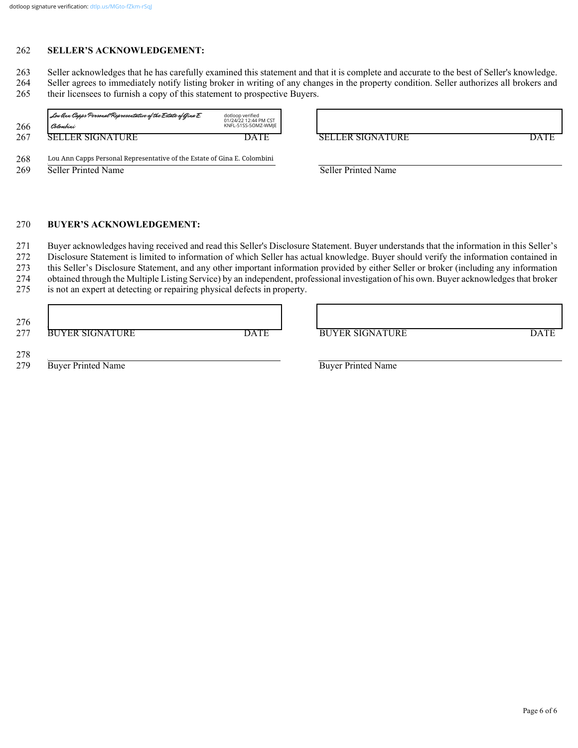## SELLER'S ACKNOWLEDGEMENT:

Seller acknowledges that he has carefully examined this statement and that it is complete and accurate to the best of Seller's knowledge. Seller agrees to immediately notify listing broker in writing of any changes in the property condition. Seller authorizes all brokers and their licensees to furnish a copy of this statement to prospective Buyers.

| | | | |
|---|---|---|---|
| *Lou Ann Capps Personal Representative of the Estate of Gina E. Colombini* | dotloop verified 01/24/22 12:44 PM CST KNFL-51SS-5OMZ-WMJE | | |
| SELLER SIGNATURE | DATE | SELLER SIGNATURE | DATE |
| Lou Ann Capps Personal Representative of the Estate of Gina E. Colombini | | | |
| Seller Printed Name | | Seller Printed Name | |

## BUYER'S ACKNOWLEDGEMENT:

Buyer acknowledges having received and read this Seller's Disclosure Statement. Buyer understands that the information in this Seller's Disclosure Statement is limited to information of which Seller has actual knowledge. Buyer should verify the information contained in this Seller's Disclosure Statement, and any other important information provided by either Seller or broker (including any information obtained through the Multiple Listing Service) by an independent, professional investigation of his own. Buyer acknowledges that broker is not an expert at detecting or repairing physical defects in property.

| | | | |
|---|---|---|---|
| BUYER SIGNATURE | DATE | BUYER SIGNATURE | DATE |
| Buyer Printed Name | | Buyer Printed Name | |